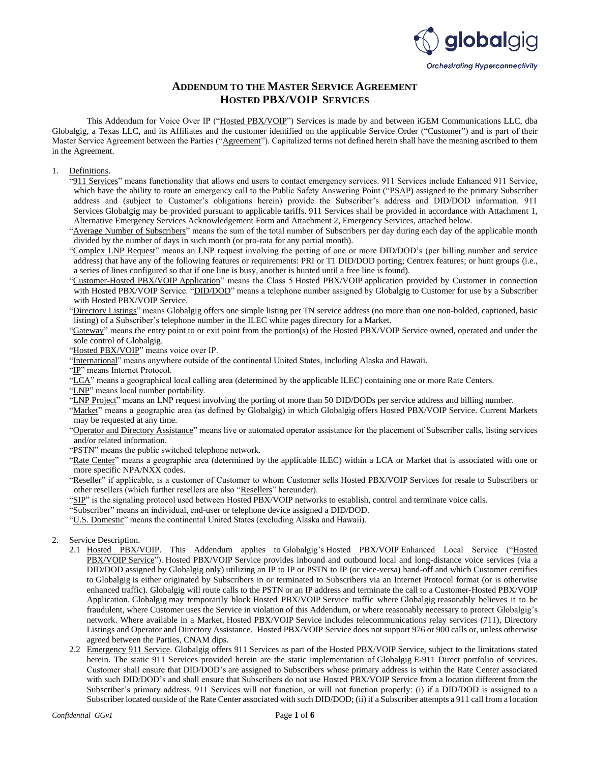# ADDENDUM TO THE MASTER SERVICE AGREEMENT
## HOSTED PBX/VOIP SERVICES

This Addendum for Voice Over IP ("Hosted PBX/VOIP") Services is made by and between iGEM Communications LLC, dba Globalgig, a Texas LLC, and its Affiliates and the customer identified on the applicable Service Order ("Customer") and is part of their Master Service Agreement between the Parties ("Agreement"). Capitalized terms not defined herein shall have the meaning ascribed to them in the Agreement.

1. Definitions.

"911 Services" means functionality that allows end users to contact emergency services. 911 Services include Enhanced 911 Service, which have the ability to route an emergency call to the Public Safety Answering Point ("PSAP) assigned to the primary Subscriber address and (subject to Customer's obligations herein) provide the Subscriber's address and DID/DOD information. 911 Services Globalgig may be provided pursuant to applicable tariffs. 911 Services shall be provided in accordance with Attachment 1, Alternative Emergency Services Acknowledgement Form and Attachment 2, Emergency Services, attached below.

"Average Number of Subscribers" means the sum of the total number of Subscribers per day during each day of the applicable month divided by the number of days in such month (or pro-rata for any partial month).

"Complex LNP Request" means an LNP request involving the porting of one or more DID/DOD's (per billing number and service address) that have any of the following features or requirements: PRI or T1 DID/DOD porting; Centrex features; or hunt groups (i.e., a series of lines configured so that if one line is busy, another is hunted until a free line is found).

"Customer-Hosted PBX/VOIP Application" means the Class 5 Hosted PBX/VOIP application provided by Customer in connection with Hosted PBX/VOIP Service. "DID/DOD" means a telephone number assigned by Globalgig to Customer for use by a Subscriber with Hosted PBX/VOIP Service.

"Directory Listings" means Globalgig offers one simple listing per TN service address (no more than one non-bolded, captioned, basic listing) of a Subscriber's telephone number in the ILEC white pages directory for a Market.

"Gateway" means the entry point to or exit point from the portion(s) of the Hosted PBX/VOIP Service owned, operated and under the sole control of Globalgig.

"Hosted PBX/VOIP" means voice over IP.

"International" means anywhere outside of the continental United States, including Alaska and Hawaii.

"IP" means Internet Protocol.

"LCA" means a geographical local calling area (determined by the applicable ILEC) containing one or more Rate Centers.

"LNP" means local number portability.

"LNP Project" means an LNP request involving the porting of more than 50 DID/DODs per service address and billing number.

"Market" means a geographic area (as defined by Globalgig) in which Globalgig offers Hosted PBX/VOIP Service. Current Markets may be requested at any time.

"Operator and Directory Assistance" means live or automated operator assistance for the placement of Subscriber calls, listing services and/or related information.

"PSTN" means the public switched telephone network.

"Rate Center" means a geographic area (determined by the applicable ILEC) within a LCA or Market that is associated with one or more specific NPA/NXX codes.

"Reseller" if applicable, is a customer of Customer to whom Customer sells Hosted PBX/VOIP Services for resale to Subscribers or other resellers (which further resellers are also "Resellers" hereunder).

"SIP" is the signaling protocol used between Hosted PBX/VOIP networks to establish, control and terminate voice calls.

"Subscriber" means an individual, end-user or telephone device assigned a DID/DOD.

"U.S. Domestic" means the continental United States (excluding Alaska and Hawaii).

2. Service Description.

2.1 Hosted PBX/VOIP. This Addendum applies to Globalgig's Hosted PBX/VOIP Enhanced Local Service ("Hosted PBX/VOIP Service"). Hosted PBX/VOIP Service provides inbound and outbound local and long-distance voice services (via a DID/DOD assigned by Globalgig only) utilizing an IP to IP or PSTN to IP (or vice-versa) hand-off and which Customer certifies to Globalgig is either originated by Subscribers in or terminated to Subscribers via an Internet Protocol format (or is otherwise enhanced traffic). Globalgig will route calls to the PSTN or an IP address and terminate the call to a Customer-Hosted PBX/VOIP Application. Globalgig may temporarily block Hosted PBX/VOIP Service traffic where Globalgig reasonably believes it to be fraudulent, where Customer uses the Service in violation of this Addendum, or where reasonably necessary to protect Globalgig's network. Where available in a Market, Hosted PBX/VOIP Service includes telecommunications relay services (711), Directory Listings and Operator and Directory Assistance. Hosted PBX/VOIP Service does not support 976 or 900 calls or, unless otherwise agreed between the Parties, CNAM dips.

2.2 Emergency 911 Service. Globalgig offers 911 Services as part of the Hosted PBX/VOIP Service, subject to the limitations stated herein. The static 911 Services provided herein are the static implementation of Globalgig E-911 Direct portfolio of services. Customer shall ensure that DID/DOD's are assigned to Subscribers whose primary address is within the Rate Center associated with such DID/DOD's and shall ensure that Subscribers do not use Hosted PBX/VOIP Service from a location different from the Subscriber's primary address. 911 Services will not function, or will not function properly: (i) if a DID/DOD is assigned to a Subscriber located outside of the Rate Center associated with such DID/DOD; (ii) if a Subscriber attempts a 911 call from a location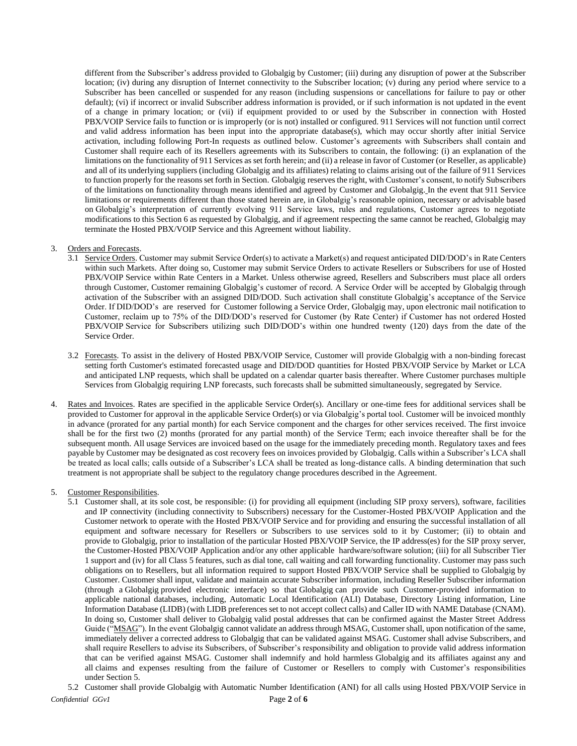different from the Subscriber's address provided to Globalgig by Customer; (iii) during any disruption of power at the Subscriber location; (iv) during any disruption of Internet connectivity to the Subscriber location; (v) during any period where service to a Subscriber has been cancelled or suspended for any reason (including suspensions or cancellations for failure to pay or other default); (vi) if incorrect or invalid Subscriber address information is provided, or if such information is not updated in the event of a change in primary location; or (vii) if equipment provided to or used by the Subscriber in connection with Hosted PBX/VOIP Service fails to function or is improperly (or is not) installed or configured. 911 Services will not function until correct and valid address information has been input into the appropriate database(s), which may occur shortly after initial Service activation, including following Port-In requests as outlined below. Customer's agreements with Subscribers shall contain and Customer shall require each of its Resellers agreements with its Subscribers to contain, the following: (i) an explanation of the limitations on the functionality of 911 Services as set forth herein; and (ii) a release in favor of Customer (or Reseller, as applicable) and all of its underlying suppliers (including Globalgig and its affiliates) relating to claims arising out of the failure of 911 Services to function properly for the reasons set forth in Section. Globalgig reserves the right, with Customer's consent, to notify Subscribers of the limitations on functionality through means identified and agreed by Customer and Globalgig. In the event that 911 Service limitations or requirements different than those stated herein are, in Globalgig's reasonable opinion, necessary or advisable based on Globalgig's interpretation of currently evolving 911 Service laws, rules and regulations, Customer agrees to negotiate modifications to this Section 6 as requested by Globalgig, and if agreement respecting the same cannot be reached, Globalgig may terminate the Hosted PBX/VOIP Service and this Agreement without liability.

3. Orders and Forecasts.

3.1 Service Orders. Customer may submit Service Order(s) to activate a Market(s) and request anticipated DID/DOD's in Rate Centers within such Markets. After doing so, Customer may submit Service Orders to activate Resellers or Subscribers for use of Hosted PBX/VOIP Service within Rate Centers in a Market. Unless otherwise agreed, Resellers and Subscribers must place all orders through Customer, Customer remaining Globalgig's customer of record. A Service Order will be accepted by Globalgig through activation of the Subscriber with an assigned DID/DOD. Such activation shall constitute Globalgig's acceptance of the Service Order. If DID/DOD's are reserved for Customer following a Service Order, Globalgig may, upon electronic mail notification to Customer, reclaim up to 75% of the DID/DOD's reserved for Customer (by Rate Center) if Customer has not ordered Hosted PBX/VOIP Service for Subscribers utilizing such DID/DOD's within one hundred twenty (120) days from the date of the Service Order.

3.2 Forecasts. To assist in the delivery of Hosted PBX/VOIP Service, Customer will provide Globalgig with a non-binding forecast setting forth Customer's estimated forecasted usage and DID/DOD quantities for Hosted PBX/VOIP Service by Market or LCA and anticipated LNP requests, which shall be updated on a calendar quarter basis thereafter. Where Customer purchases multiple Services from Globalgig requiring LNP forecasts, such forecasts shall be submitted simultaneously, segregated by Service.

4. Rates and Invoices. Rates are specified in the applicable Service Order(s). Ancillary or one-time fees for additional services shall be provided to Customer for approval in the applicable Service Order(s) or via Globalgig's portal tool. Customer will be invoiced monthly in advance (prorated for any partial month) for each Service component and the charges for other services received. The first invoice shall be for the first two (2) months (prorated for any partial month) of the Service Term; each invoice thereafter shall be for the subsequent month. All usage Services are invoiced based on the usage for the immediately preceding month. Regulatory taxes and fees payable by Customer may be designated as cost recovery fees on invoices provided by Globalgig. Calls within a Subscriber's LCA shall be treated as local calls; calls outside of a Subscriber's LCA shall be treated as long-distance calls. A binding determination that such treatment is not appropriate shall be subject to the regulatory change procedures described in the Agreement.

5. Customer Responsibilities.

5.1 Customer shall, at its sole cost, be responsible: (i) for providing all equipment (including SIP proxy servers), software, facilities and IP connectivity (including connectivity to Subscribers) necessary for the Customer-Hosted PBX/VOIP Application and the Customer network to operate with the Hosted PBX/VOIP Service and for providing and ensuring the successful installation of all equipment and software necessary for Resellers or Subscribers to use services sold to it by Customer; (ii) to obtain and provide to Globalgig, prior to installation of the particular Hosted PBX/VOIP Service, the IP address(es) for the SIP proxy server, the Customer-Hosted PBX/VOIP Application and/or any other applicable hardware/software solution; (iii) for all Subscriber Tier 1 support and (iv) for all Class 5 features, such as dial tone, call waiting and call forwarding functionality. Customer may pass such obligations on to Resellers, but all information required to support Hosted PBX/VOIP Service shall be supplied to Globalgig by Customer. Customer shall input, validate and maintain accurate Subscriber information, including Reseller Subscriber information (through a Globalgig provided electronic interface) so that Globalgig can provide such Customer-provided information to applicable national databases, including, Automatic Local Identification (ALI) Database, Directory Listing information, Line Information Database (LIDB) (with LIDB preferences set to not accept collect calls) and Caller ID with NAME Database (CNAM). In doing so, Customer shall deliver to Globalgig valid postal addresses that can be confirmed against the Master Street Address Guide ("MSAG"). In the event Globalgig cannot validate an address through MSAG, Customer shall, upon notification of the same, immediately deliver a corrected address to Globalgig that can be validated against MSAG. Customer shall advise Subscribers, and shall require Resellers to advise its Subscribers, of Subscriber's responsibility and obligation to provide valid address information that can be verified against MSAG. Customer shall indemnify and hold harmless Globalgig and its affiliates against any and all claims and expenses resulting from the failure of Customer or Resellers to comply with Customer's responsibilities under Section 5.

5.2 Customer shall provide Globalgig with Automatic Number Identification (ANI) for all calls using Hosted PBX/VOIP Service in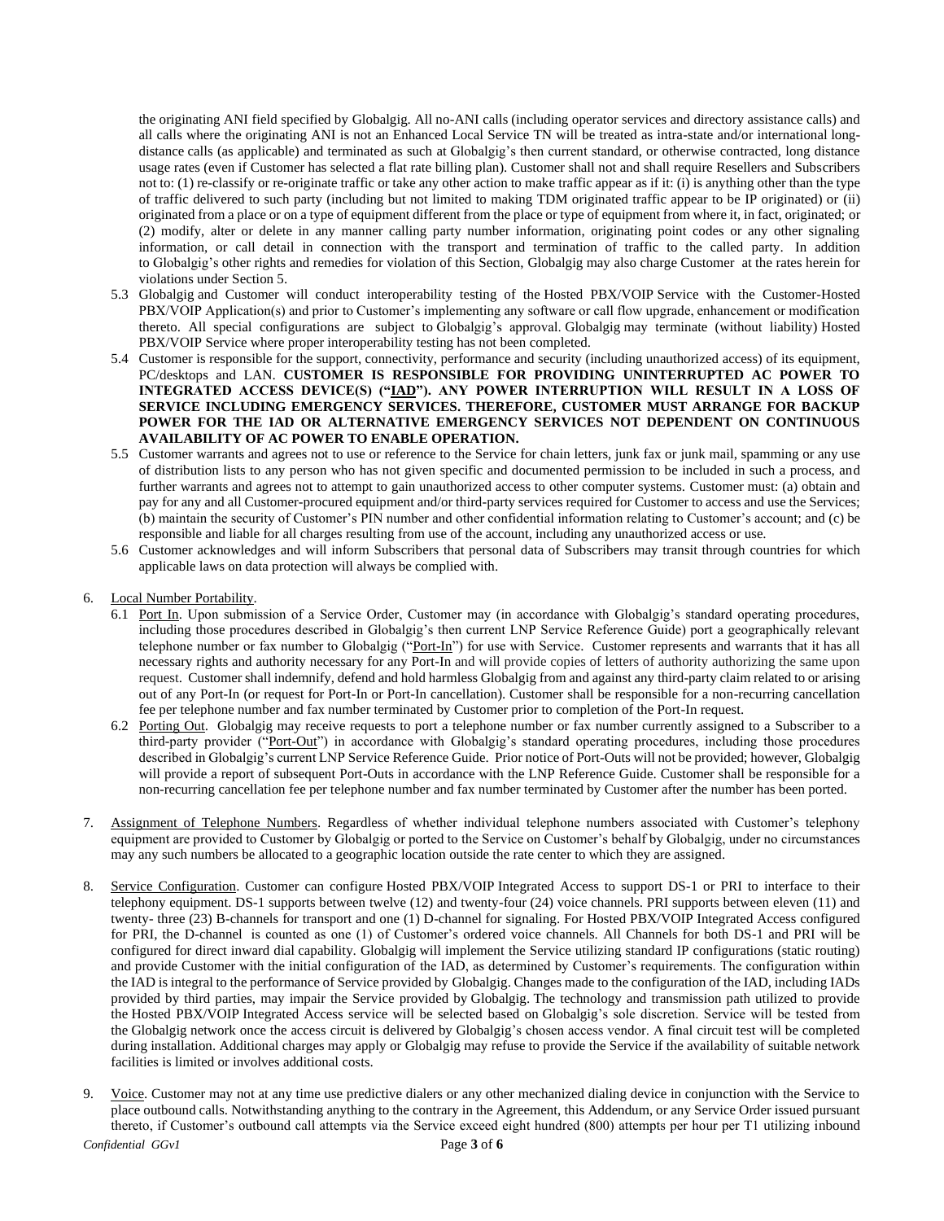the originating ANI field specified by Globalgig. All no-ANI calls (including operator services and directory assistance calls) and all calls where the originating ANI is not an Enhanced Local Service TN will be treated as intra-state and/or international long-distance calls (as applicable) and terminated as such at Globalgig's then current standard, or otherwise contracted, long distance usage rates (even if Customer has selected a flat rate billing plan). Customer shall not and shall require Resellers and Subscribers not to: (1) re-classify or re-originate traffic or take any other action to make traffic appear as if it: (i) is anything other than the type of traffic delivered to such party (including but not limited to making TDM originated traffic appear to be IP originated) or (ii) originated from a place or on a type of equipment different from the place or type of equipment from where it, in fact, originated; or (2) modify, alter or delete in any manner calling party number information, originating point codes or any other signaling information, or call detail in connection with the transport and termination of traffic to the called party. In addition to Globalgig's other rights and remedies for violation of this Section, Globalgig may also charge Customer at the rates herein for violations under Section 5.

5.3 Globalgig and Customer will conduct interoperability testing of the Hosted PBX/VOIP Service with the Customer-Hosted PBX/VOIP Application(s) and prior to Customer's implementing any software or call flow upgrade, enhancement or modification thereto. All special configurations are subject to Globalgig's approval. Globalgig may terminate (without liability) Hosted PBX/VOIP Service where proper interoperability testing has not been completed.

5.4 Customer is responsible for the support, connectivity, performance and security (including unauthorized access) of its equipment, PC/desktops and LAN. **CUSTOMER IS RESPONSIBLE FOR PROVIDING UNINTERRUPTED AC POWER TO INTEGRATED ACCESS DEVICE(S) ("IAD"). ANY POWER INTERRUPTION WILL RESULT IN A LOSS OF SERVICE INCLUDING EMERGENCY SERVICES. THEREFORE, CUSTOMER MUST ARRANGE FOR BACKUP POWER FOR THE IAD OR ALTERNATIVE EMERGENCY SERVICES NOT DEPENDENT ON CONTINUOUS AVAILABILITY OF AC POWER TO ENABLE OPERATION.**

5.5 Customer warrants and agrees not to use or reference to the Service for chain letters, junk fax or junk mail, spamming or any use of distribution lists to any person who has not given specific and documented permission to be included in such a process, and further warrants and agrees not to attempt to gain unauthorized access to other computer systems. Customer must: (a) obtain and pay for any and all Customer-procured equipment and/or third-party services required for Customer to access and use the Services; (b) maintain the security of Customer's PIN number and other confidential information relating to Customer's account; and (c) be responsible and liable for all charges resulting from use of the account, including any unauthorized access or use.

5.6 Customer acknowledges and will inform Subscribers that personal data of Subscribers may transit through countries for which applicable laws on data protection will always be complied with.

6. Local Number Portability.

6.1 Port In. Upon submission of a Service Order, Customer may (in accordance with Globalgig's standard operating procedures, including those procedures described in Globalgig's then current LNP Service Reference Guide) port a geographically relevant telephone number or fax number to Globalgig ("Port-In") for use with Service. Customer represents and warrants that it has all necessary rights and authority necessary for any Port-In and will provide copies of letters of authority authorizing the same upon request. Customer shall indemnify, defend and hold harmless Globalgig from and against any third-party claim related to or arising out of any Port-In (or request for Port-In or Port-In cancellation). Customer shall be responsible for a non-recurring cancellation fee per telephone number and fax number terminated by Customer prior to completion of the Port-In request.

6.2 Porting Out. Globalgig may receive requests to port a telephone number or fax number currently assigned to a Subscriber to a third-party provider ("Port-Out") in accordance with Globalgig's standard operating procedures, including those procedures described in Globalgig's current LNP Service Reference Guide. Prior notice of Port-Outs will not be provided; however, Globalgig will provide a report of subsequent Port-Outs in accordance with the LNP Reference Guide. Customer shall be responsible for a non-recurring cancellation fee per telephone number and fax number terminated by Customer after the number has been ported.

7. Assignment of Telephone Numbers. Regardless of whether individual telephone numbers associated with Customer's telephony equipment are provided to Customer by Globalgig or ported to the Service on Customer's behalf by Globalgig, under no circumstances may any such numbers be allocated to a geographic location outside the rate center to which they are assigned.

8. Service Configuration. Customer can configure Hosted PBX/VOIP Integrated Access to support DS-1 or PRI to interface to their telephony equipment. DS-1 supports between twelve (12) and twenty-four (24) voice channels. PRI supports between eleven (11) and twenty- three (23) B-channels for transport and one (1) D-channel for signaling. For Hosted PBX/VOIP Integrated Access configured for PRI, the D-channel is counted as one (1) of Customer's ordered voice channels. All Channels for both DS-1 and PRI will be configured for direct inward dial capability. Globalgig will implement the Service utilizing standard IP configurations (static routing) and provide Customer with the initial configuration of the IAD, as determined by Customer's requirements. The configuration within the IAD is integral to the performance of Service provided by Globalgig. Changes made to the configuration of the IAD, including IADs provided by third parties, may impair the Service provided by Globalgig. The technology and transmission path utilized to provide the Hosted PBX/VOIP Integrated Access service will be selected based on Globalgig's sole discretion. Service will be tested from the Globalgig network once the access circuit is delivered by Globalgig's chosen access vendor. A final circuit test will be completed during installation. Additional charges may apply or Globalgig may refuse to provide the Service if the availability of suitable network facilities is limited or involves additional costs.

9. Voice. Customer may not at any time use predictive dialers or any other mechanized dialing device in conjunction with the Service to place outbound calls. Notwithstanding anything to the contrary in the Agreement, this Addendum, or any Service Order issued pursuant thereto, if Customer's outbound call attempts via the Service exceed eight hundred (800) attempts per hour per T1 utilizing inbound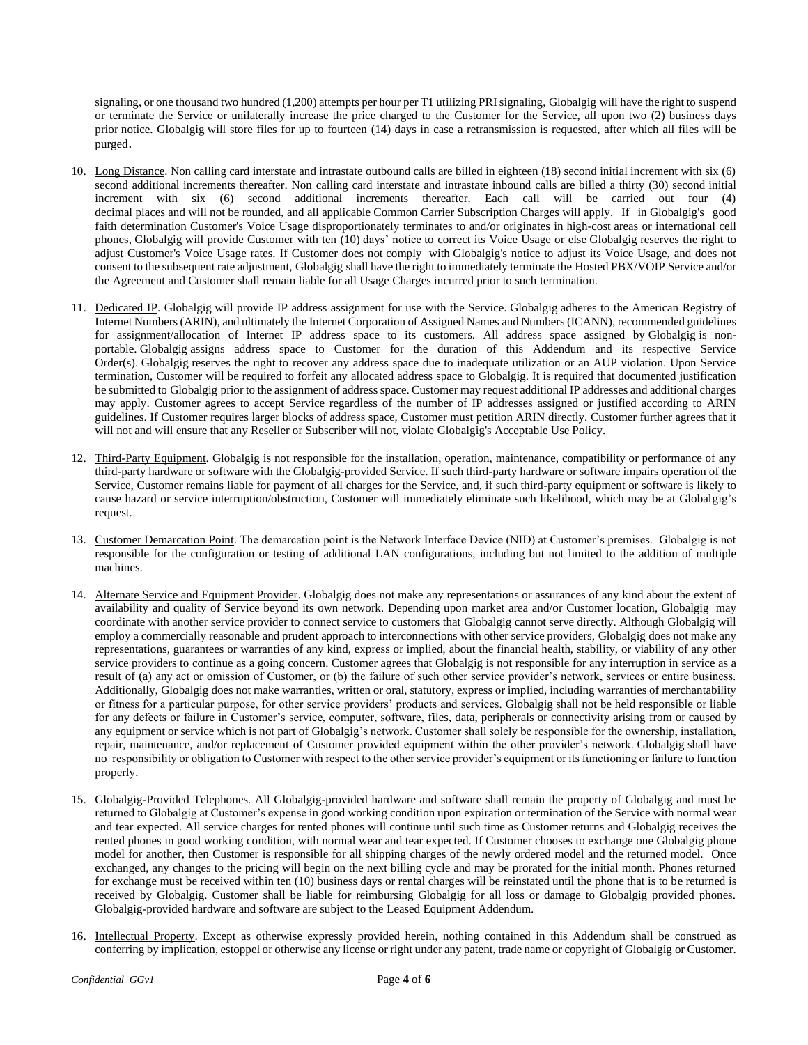signaling, or one thousand two hundred (1,200) attempts per hour per T1 utilizing PRI signaling, Globalgig will have the right to suspend or terminate the Service or unilaterally increase the price charged to the Customer for the Service, all upon two (2) business days prior notice. Globalgig will store files for up to fourteen (14) days in case a retransmission is requested, after which all files will be purged.

10. Long Distance. Non calling card interstate and intrastate outbound calls are billed in eighteen (18) second initial increment with six (6) second additional increments thereafter. Non calling card interstate and intrastate inbound calls are billed a thirty (30) second initial increment with six (6) second additional increments thereafter. Each call will be carried out four (4) decimal places and will not be rounded, and all applicable Common Carrier Subscription Charges will apply. If in Globalgig's good faith determination Customer's Voice Usage disproportionately terminates to and/or originates in high-cost areas or international cell phones, Globalgig will provide Customer with ten (10) days' notice to correct its Voice Usage or else Globalgig reserves the right to adjust Customer's Voice Usage rates. If Customer does not comply with Globalgig's notice to adjust its Voice Usage, and does not consent to the subsequent rate adjustment, Globalgig shall have the right to immediately terminate the Hosted PBX/VOIP Service and/or the Agreement and Customer shall remain liable for all Usage Charges incurred prior to such termination.

11. Dedicated IP. Globalgig will provide IP address assignment for use with the Service. Globalgig adheres to the American Registry of Internet Numbers (ARIN), and ultimately the Internet Corporation of Assigned Names and Numbers (ICANN), recommended guidelines for assignment/allocation of Internet IP address space to its customers. All address space assigned by Globalgig is non-portable. Globalgig assigns address space to Customer for the duration of this Addendum and its respective Service Order(s). Globalgig reserves the right to recover any address space due to inadequate utilization or an AUP violation. Upon Service termination, Customer will be required to forfeit any allocated address space to Globalgig. It is required that documented justification be submitted to Globalgig prior to the assignment of address space. Customer may request additional IP addresses and additional charges may apply. Customer agrees to accept Service regardless of the number of IP addresses assigned or justified according to ARIN guidelines. If Customer requires larger blocks of address space, Customer must petition ARIN directly. Customer further agrees that it will not and will ensure that any Reseller or Subscriber will not, violate Globalgig's Acceptable Use Policy.

12. Third-Party Equipment. Globalgig is not responsible for the installation, operation, maintenance, compatibility or performance of any third-party hardware or software with the Globalgig-provided Service. If such third-party hardware or software impairs operation of the Service, Customer remains liable for payment of all charges for the Service, and, if such third-party equipment or software is likely to cause hazard or service interruption/obstruction, Customer will immediately eliminate such likelihood, which may be at Globalgig's request.

13. Customer Demarcation Point. The demarcation point is the Network Interface Device (NID) at Customer's premises. Globalgig is not responsible for the configuration or testing of additional LAN configurations, including but not limited to the addition of multiple machines.

14. Alternate Service and Equipment Provider. Globalgig does not make any representations or assurances of any kind about the extent of availability and quality of Service beyond its own network. Depending upon market area and/or Customer location, Globalgig may coordinate with another service provider to connect service to customers that Globalgig cannot serve directly. Although Globalgig will employ a commercially reasonable and prudent approach to interconnections with other service providers, Globalgig does not make any representations, guarantees or warranties of any kind, express or implied, about the financial health, stability, or viability of any other service providers to continue as a going concern. Customer agrees that Globalgig is not responsible for any interruption in service as a result of (a) any act or omission of Customer, or (b) the failure of such other service provider's network, services or entire business. Additionally, Globalgig does not make warranties, written or oral, statutory, express or implied, including warranties of merchantability or fitness for a particular purpose, for other service providers' products and services. Globalgig shall not be held responsible or liable for any defects or failure in Customer's service, computer, software, files, data, peripherals or connectivity arising from or caused by any equipment or service which is not part of Globalgig's network. Customer shall solely be responsible for the ownership, installation, repair, maintenance, and/or replacement of Customer provided equipment within the other provider's network. Globalgig shall have no responsibility or obligation to Customer with respect to the other service provider's equipment or its functioning or failure to function properly.

15. Globalgig-Provided Telephones. All Globalgig-provided hardware and software shall remain the property of Globalgig and must be returned to Globalgig at Customer's expense in good working condition upon expiration or termination of the Service with normal wear and tear expected. All service charges for rented phones will continue until such time as Customer returns and Globalgig receives the rented phones in good working condition, with normal wear and tear expected. If Customer chooses to exchange one Globalgig phone model for another, then Customer is responsible for all shipping charges of the newly ordered model and the returned model. Once exchanged, any changes to the pricing will begin on the next billing cycle and may be prorated for the initial month. Phones returned for exchange must be received within ten (10) business days or rental charges will be reinstated until the phone that is to be returned is received by Globalgig. Customer shall be liable for reimbursing Globalgig for all loss or damage to Globalgig provided phones. Globalgig-provided hardware and software are subject to the Leased Equipment Addendum.

16. Intellectual Property. Except as otherwise expressly provided herein, nothing contained in this Addendum shall be construed as conferring by implication, estoppel or otherwise any license or right under any patent, trade name or copyright of Globalgig or Customer.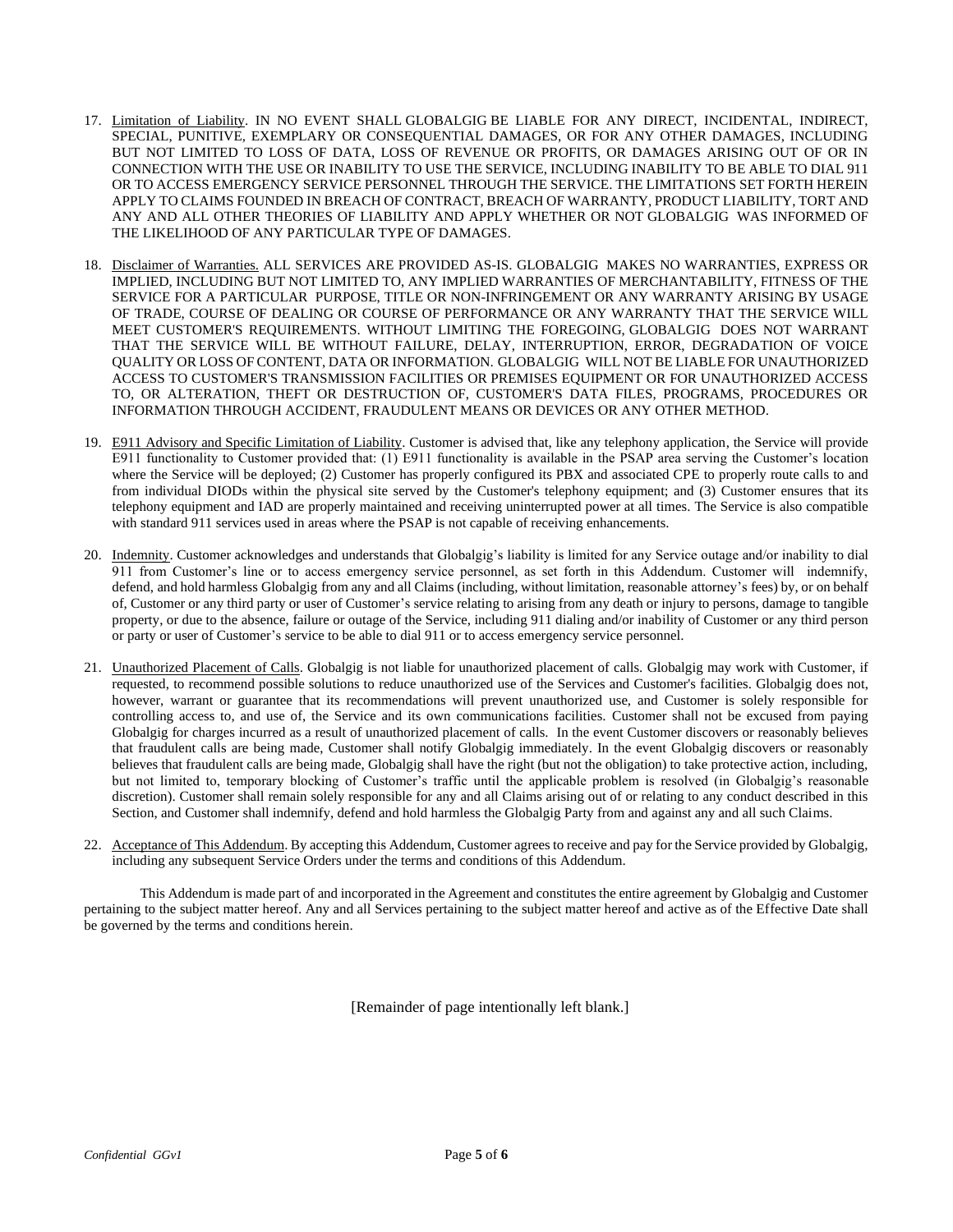17. Limitation of Liability. IN NO EVENT SHALL GLOBALGIG BE LIABLE FOR ANY DIRECT, INCIDENTAL, INDIRECT, SPECIAL, PUNITIVE, EXEMPLARY OR CONSEQUENTIAL DAMAGES, OR FOR ANY OTHER DAMAGES, INCLUDING BUT NOT LIMITED TO LOSS OF DATA, LOSS OF REVENUE OR PROFITS, OR DAMAGES ARISING OUT OF OR IN CONNECTION WITH THE USE OR INABILITY TO USE THE SERVICE, INCLUDING INABILITY TO BE ABLE TO DIAL 911 OR TO ACCESS EMERGENCY SERVICE PERSONNEL THROUGH THE SERVICE. THE LIMITATIONS SET FORTH HEREIN APPLY TO CLAIMS FOUNDED IN BREACH OF CONTRACT, BREACH OF WARRANTY, PRODUCT LIABILITY, TORT AND ANY AND ALL OTHER THEORIES OF LIABILITY AND APPLY WHETHER OR NOT GLOBALGIG WAS INFORMED OF THE LIKELIHOOD OF ANY PARTICULAR TYPE OF DAMAGES.

18. Disclaimer of Warranties. ALL SERVICES ARE PROVIDED AS-IS. GLOBALGIG MAKES NO WARRANTIES, EXPRESS OR IMPLIED, INCLUDING BUT NOT LIMITED TO, ANY IMPLIED WARRANTIES OF MERCHANTABILITY, FITNESS OF THE SERVICE FOR A PARTICULAR PURPOSE, TITLE OR NON-INFRINGEMENT OR ANY WARRANTY ARISING BY USAGE OF TRADE, COURSE OF DEALING OR COURSE OF PERFORMANCE OR ANY WARRANTY THAT THE SERVICE WILL MEET CUSTOMER'S REQUIREMENTS. WITHOUT LIMITING THE FOREGOING, GLOBALGIG DOES NOT WARRANT THAT THE SERVICE WILL BE WITHOUT FAILURE, DELAY, INTERRUPTION, ERROR, DEGRADATION OF VOICE QUALITY OR LOSS OF CONTENT, DATA OR INFORMATION. GLOBALGIG WILL NOT BE LIABLE FOR UNAUTHORIZED ACCESS TO CUSTOMER'S TRANSMISSION FACILITIES OR PREMISES EQUIPMENT OR FOR UNAUTHORIZED ACCESS TO, OR ALTERATION, THEFT OR DESTRUCTION OF, CUSTOMER'S DATA FILES, PROGRAMS, PROCEDURES OR INFORMATION THROUGH ACCIDENT, FRAUDULENT MEANS OR DEVICES OR ANY OTHER METHOD.

19. E911 Advisory and Specific Limitation of Liability. Customer is advised that, like any telephony application, the Service will provide E911 functionality to Customer provided that: (1) E911 functionality is available in the PSAP area serving the Customer's location where the Service will be deployed; (2) Customer has properly configured its PBX and associated CPE to properly route calls to and from individual DIODs within the physical site served by the Customer's telephony equipment; and (3) Customer ensures that its telephony equipment and IAD are properly maintained and receiving uninterrupted power at all times. The Service is also compatible with standard 911 services used in areas where the PSAP is not capable of receiving enhancements.

20. Indemnity. Customer acknowledges and understands that Globalgig's liability is limited for any Service outage and/or inability to dial 911 from Customer's line or to access emergency service personnel, as set forth in this Addendum. Customer will indemnify, defend, and hold harmless Globalgig from any and all Claims (including, without limitation, reasonable attorney's fees) by, or on behalf of, Customer or any third party or user of Customer's service relating to arising from any death or injury to persons, damage to tangible property, or due to the absence, failure or outage of the Service, including 911 dialing and/or inability of Customer or any third person or party or user of Customer's service to be able to dial 911 or to access emergency service personnel.

21. Unauthorized Placement of Calls. Globalgig is not liable for unauthorized placement of calls. Globalgig may work with Customer, if requested, to recommend possible solutions to reduce unauthorized use of the Services and Customer's facilities. Globalgig does not, however, warrant or guarantee that its recommendations will prevent unauthorized use, and Customer is solely responsible for controlling access to, and use of, the Service and its own communications facilities. Customer shall not be excused from paying Globalgig for charges incurred as a result of unauthorized placement of calls. In the event Customer discovers or reasonably believes that fraudulent calls are being made, Customer shall notify Globalgig immediately. In the event Globalgig discovers or reasonably believes that fraudulent calls are being made, Globalgig shall have the right (but not the obligation) to take protective action, including, but not limited to, temporary blocking of Customer's traffic until the applicable problem is resolved (in Globalgig's reasonable discretion). Customer shall remain solely responsible for any and all Claims arising out of or relating to any conduct described in this Section, and Customer shall indemnify, defend and hold harmless the Globalgig Party from and against any and all such Claims.

22. Acceptance of This Addendum. By accepting this Addendum, Customer agrees to receive and pay for the Service provided by Globalgig, including any subsequent Service Orders under the terms and conditions of this Addendum.

This Addendum is made part of and incorporated in the Agreement and constitutes the entire agreement by Globalgig and Customer pertaining to the subject matter hereof. Any and all Services pertaining to the subject matter hereof and active as of the Effective Date shall be governed by the terms and conditions herein.

[Remainder of page intentionally left blank.]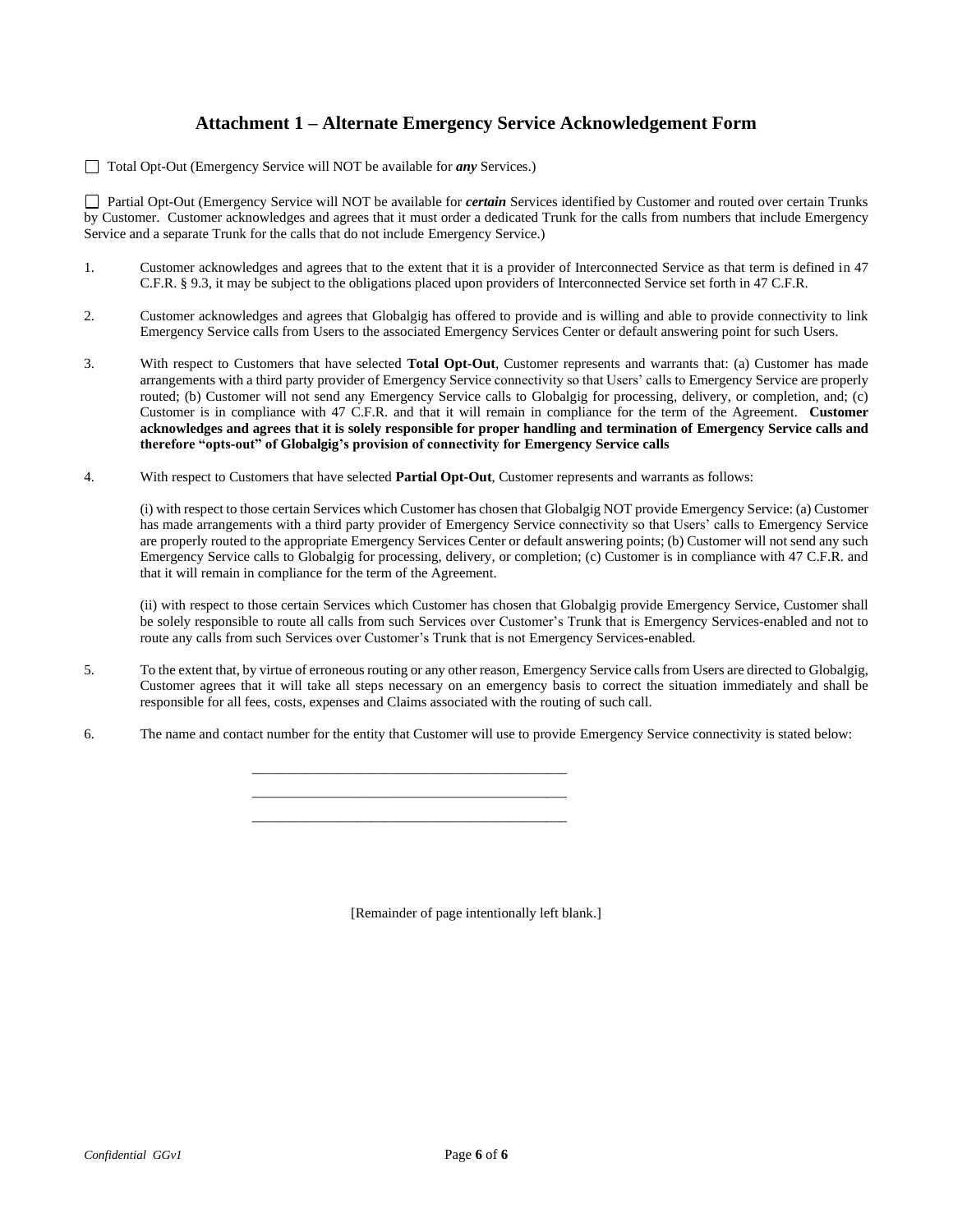## Attachment 1 – Alternate Emergency Service Acknowledgement Form

☐ Total Opt-Out (Emergency Service will NOT be available for ***any*** Services.)

☐ Partial Opt-Out (Emergency Service will NOT be available for ***certain*** Services identified by Customer and routed over certain Trunks by Customer. Customer acknowledges and agrees that it must order a dedicated Trunk for the calls from numbers that include Emergency Service and a separate Trunk for the calls that do not include Emergency Service.)

1. Customer acknowledges and agrees that to the extent that it is a provider of Interconnected Service as that term is defined in 47 C.F.R. § 9.3, it may be subject to the obligations placed upon providers of Interconnected Service set forth in 47 C.F.R.

2. Customer acknowledges and agrees that Globalgig has offered to provide and is willing and able to provide connectivity to link Emergency Service calls from Users to the associated Emergency Services Center or default answering point for such Users.

3. With respect to Customers that have selected **Total Opt-Out**, Customer represents and warrants that: (a) Customer has made arrangements with a third party provider of Emergency Service connectivity so that Users' calls to Emergency Service are properly routed; (b) Customer will not send any Emergency Service calls to Globalgig for processing, delivery, or completion, and; (c) Customer is in compliance with 47 C.F.R. and that it will remain in compliance for the term of the Agreement. **Customer acknowledges and agrees that it is solely responsible for proper handling and termination of Emergency Service calls and therefore "opts-out" of Globalgig's provision of connectivity for Emergency Service calls**

4. With respect to Customers that have selected **Partial Opt-Out**, Customer represents and warrants as follows:

   (i) with respect to those certain Services which Customer has chosen that Globalgig NOT provide Emergency Service: (a) Customer has made arrangements with a third party provider of Emergency Service connectivity so that Users' calls to Emergency Service are properly routed to the appropriate Emergency Services Center or default answering points; (b) Customer will not send any such Emergency Service calls to Globalgig for processing, delivery, or completion; (c) Customer is in compliance with 47 C.F.R. and that it will remain in compliance for the term of the Agreement.

   (ii) with respect to those certain Services which Customer has chosen that Globalgig provide Emergency Service, Customer shall be solely responsible to route all calls from such Services over Customer's Trunk that is Emergency Services-enabled and not to route any calls from such Services over Customer's Trunk that is not Emergency Services-enabled.

5. To the extent that, by virtue of erroneous routing or any other reason, Emergency Service calls from Users are directed to Globalgig, Customer agrees that it will take all steps necessary on an emergency basis to correct the situation immediately and shall be responsible for all fees, costs, expenses and Claims associated with the routing of such call.

6. The name and contact number for the entity that Customer will use to provide Emergency Service connectivity is stated below:

_____________________________________________

_____________________________________________

_____________________________________________

[Remainder of page intentionally left blank.]